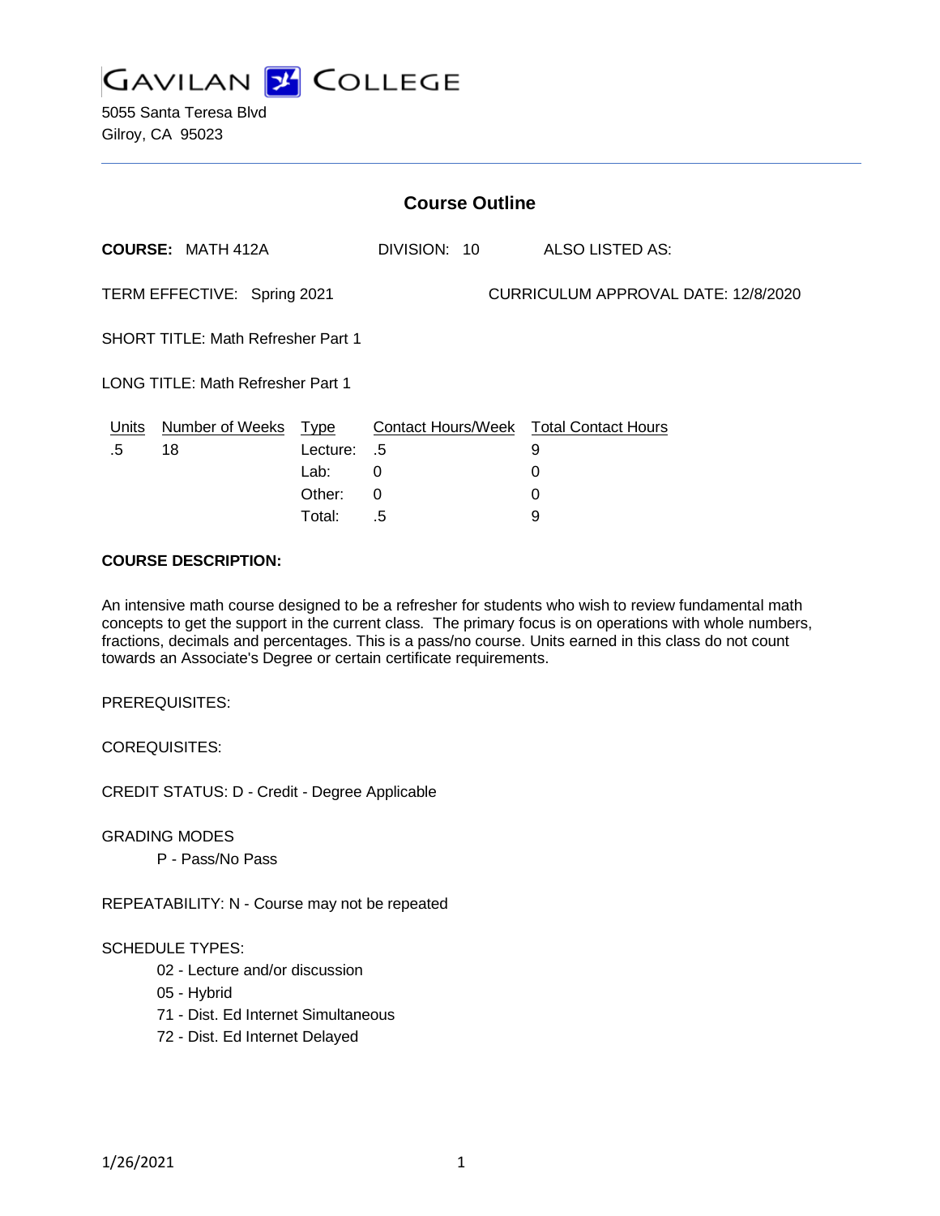# GAVILAN COLLEGE

5055 Santa Teresa Blvd
Gilroy, CA 95023

## Course Outline

**COURSE:** MATH 412A    DIVISION: 10    ALSO LISTED AS:

TERM EFFECTIVE: Spring 2021    CURRICULUM APPROVAL DATE: 12/8/2020

SHORT TITLE: Math Refresher Part 1

LONG TITLE: Math Refresher Part 1

| Units | Number of Weeks | Type | Contact Hours/Week | Total Contact Hours |
|---|---|---|---|---|
| .5 | 18 | Lecture: | .5 | 9 |
| | | Lab: | 0 | 0 |
| | | Other: | 0 | 0 |
| | | Total: | .5 | 9 |

**COURSE DESCRIPTION:**

An intensive math course designed to be a refresher for students who wish to review fundamental math concepts to get the support in the current class. The primary focus is on operations with whole numbers, fractions, decimals and percentages. This is a pass/no course. Units earned in this class do not count towards an Associate's Degree or certain certificate requirements.

PREREQUISITES:

COREQUISITES:

CREDIT STATUS: D - Credit - Degree Applicable

GRADING MODES

- P - Pass/No Pass

REPEATABILITY: N - Course may not be repeated

SCHEDULE TYPES:

- 02 - Lecture and/or discussion
- 05 - Hybrid
- 71 - Dist. Ed Internet Simultaneous
- 72 - Dist. Ed Internet Delayed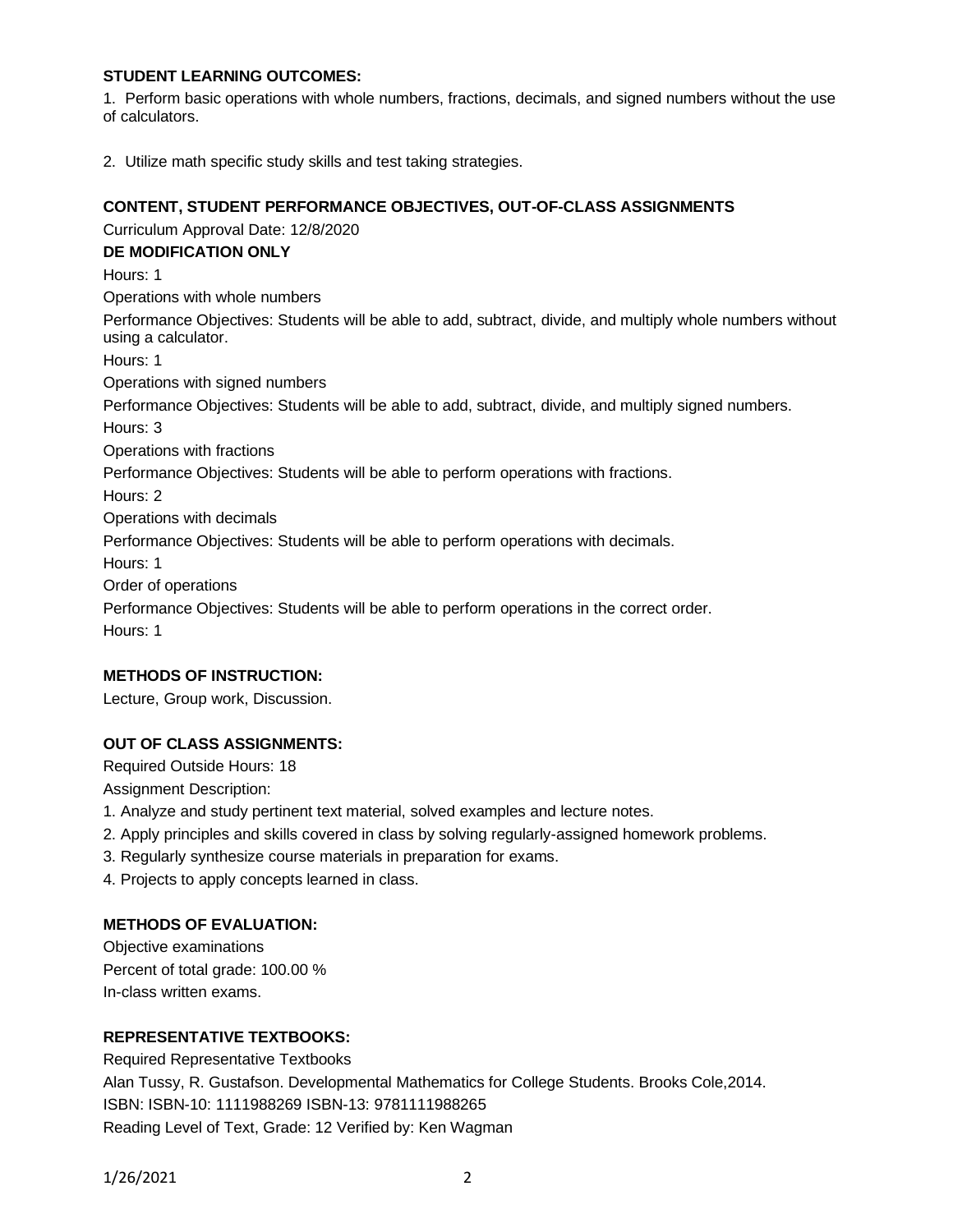**STUDENT LEARNING OUTCOMES:**

1. Perform basic operations with whole numbers, fractions, decimals, and signed numbers without the use of calculators.

2. Utilize math specific study skills and test taking strategies.

**CONTENT, STUDENT PERFORMANCE OBJECTIVES, OUT-OF-CLASS ASSIGNMENTS**

Curriculum Approval Date: 12/8/2020

**DE MODIFICATION ONLY**

Hours: 1

Operations with whole numbers

Performance Objectives: Students will be able to add, subtract, divide, and multiply whole numbers without using a calculator.

Hours: 1

Operations with signed numbers

Performance Objectives: Students will be able to add, subtract, divide, and multiply signed numbers.

Hours: 3

Operations with fractions

Performance Objectives: Students will be able to perform operations with fractions.

Hours: 2

Operations with decimals

Performance Objectives: Students will be able to perform operations with decimals.

Hours: 1

Order of operations

Performance Objectives: Students will be able to perform operations in the correct order.

Hours: 1

**METHODS OF INSTRUCTION:**

Lecture, Group work, Discussion.

**OUT OF CLASS ASSIGNMENTS:**

Required Outside Hours: 18

Assignment Description:

1. Analyze and study pertinent text material, solved examples and lecture notes.
2. Apply principles and skills covered in class by solving regularly-assigned homework problems.
3. Regularly synthesize course materials in preparation for exams.
4. Projects to apply concepts learned in class.

**METHODS OF EVALUATION:**

Objective examinations

Percent of total grade: 100.00 %

In-class written exams.

**REPRESENTATIVE TEXTBOOKS:**

Required Representative Textbooks

Alan Tussy, R. Gustafson. Developmental Mathematics for College Students. Brooks Cole,2014.

ISBN: ISBN-10: 1111988269 ISBN-13: 9781111988265

Reading Level of Text, Grade: 12 Verified by: Ken Wagman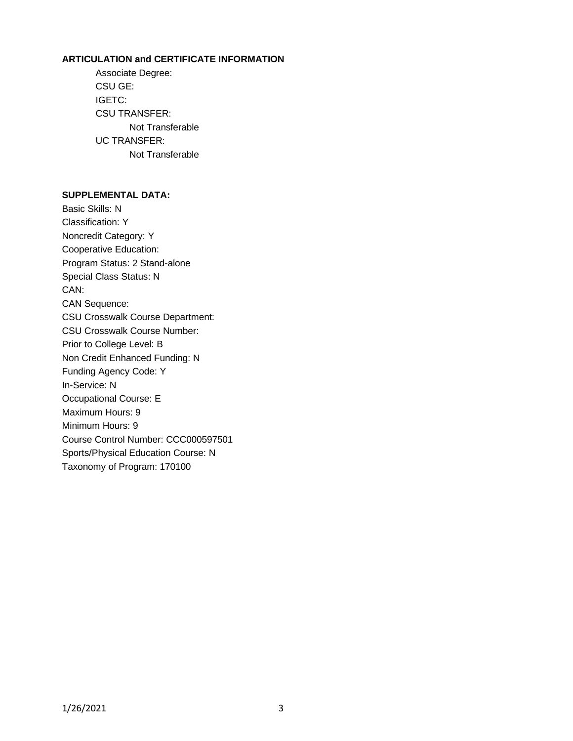**ARTICULATION and CERTIFICATE INFORMATION**

Associate Degree:
CSU GE:
IGETC:
CSU TRANSFER:
Not Transferable
UC TRANSFER:
Not Transferable

**SUPPLEMENTAL DATA:**

Basic Skills: N
Classification: Y
Noncredit Category: Y
Cooperative Education:
Program Status: 2 Stand-alone
Special Class Status: N
CAN:
CAN Sequence:
CSU Crosswalk Course Department:
CSU Crosswalk Course Number:
Prior to College Level: B
Non Credit Enhanced Funding: N
Funding Agency Code: Y
In-Service: N
Occupational Course: E
Maximum Hours: 9
Minimum Hours: 9
Course Control Number: CCC000597501
Sports/Physical Education Course: N
Taxonomy of Program: 170100